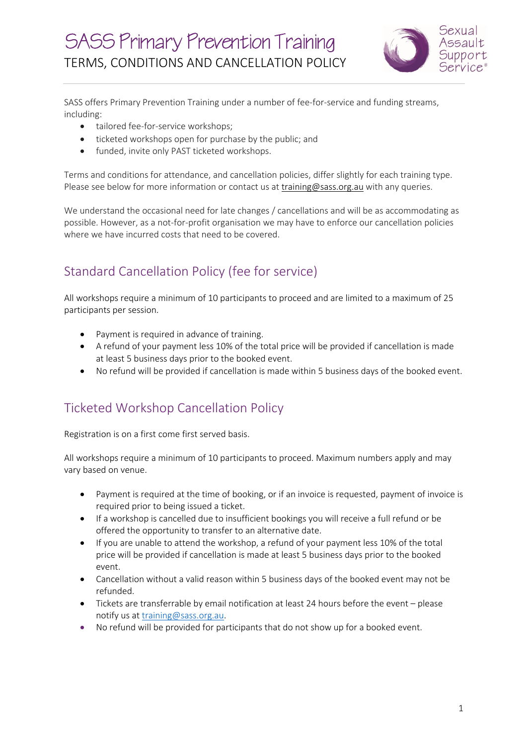# SASS Primary Prevention Training

TERMS, CONDITIONS AND CANCELLATION POLICY

SASS offers Primary Prevention Training under a number of fee-for-service and funding streams, including:

- tailored fee-for-service workshops;
- ticketed workshops open for purchase by the public; and
- funded, invite only PAST ticketed workshops.

Terms and conditions for attendance, and cancellation policies, differ slightly for each training type. Please see below for more information or contact us at training@sass.org.au with any queries.

We understand the occasional need for late changes / cancellations and will be as accommodating as possible. However, as a not-for-profit organisation we may have to enforce our cancellation policies where we have incurred costs that need to be covered.

## Standard Cancellation Policy (fee for service)

All workshops require a minimum of 10 participants to proceed and are limited to a maximum of 25 participants per session.

- Payment is required in advance of training.
- A refund of your payment less 10% of the total price will be provided if cancellation is made at least 5 business days prior to the booked event.
- No refund will be provided if cancellation is made within 5 business days of the booked event.

## Ticketed Workshop Cancellation Policy

Registration is on a first come first served basis.

All workshops require a minimum of 10 participants to proceed. Maximum numbers apply and may vary based on venue.

- Payment is required at the time of booking, or if an invoice is requested, payment of invoice is required prior to being issued a ticket.
- If a workshop is cancelled due to insufficient bookings you will receive a full refund or be offered the opportunity to transfer to an alternative date.
- If you are unable to attend the workshop, a refund of your payment less 10% of the total price will be provided if cancellation is made at least 5 business days prior to the booked event.
- Cancellation without a valid reason within 5 business days of the booked event may not be refunded.
- Tickets are transferrable by email notification at least 24 hours before the event – please notify us at training@sass.org.au.
- No refund will be provided for participants that do not show up for a booked event.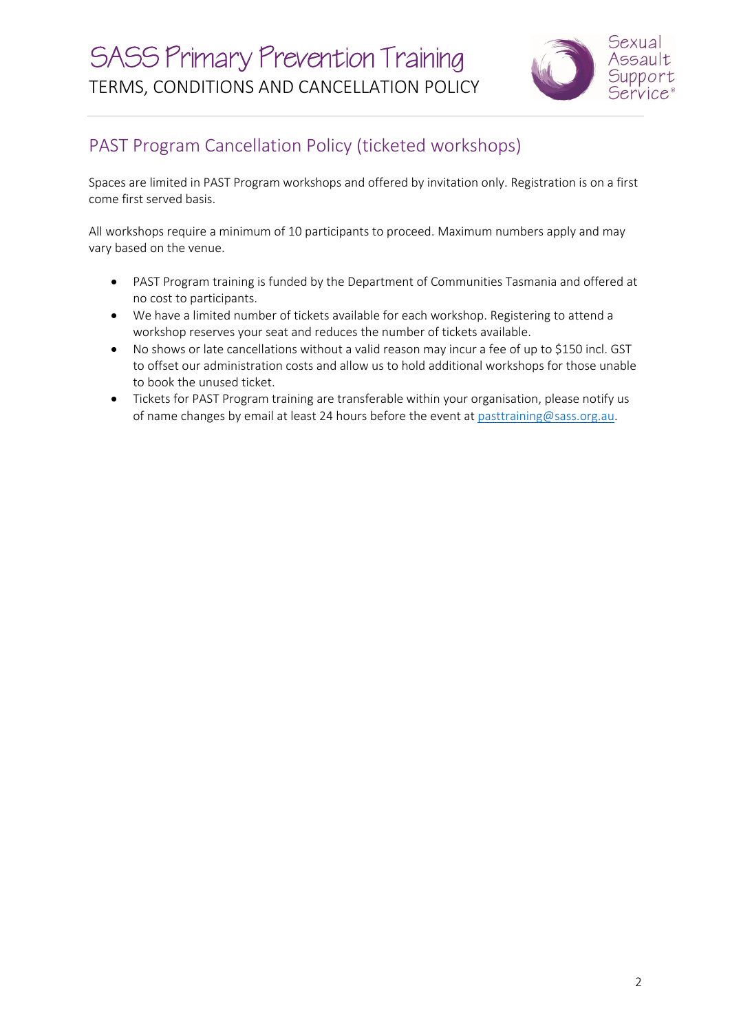# SASS Primary Prevention Training

TERMS, CONDITIONS AND CANCELLATION POLICY

## PAST Program Cancellation Policy (ticketed workshops)

Spaces are limited in PAST Program workshops and offered by invitation only. Registration is on a first come first served basis.

All workshops require a minimum of 10 participants to proceed. Maximum numbers apply and may vary based on the venue.

- PAST Program training is funded by the Department of Communities Tasmania and offered at no cost to participants.
- We have a limited number of tickets available for each workshop. Registering to attend a workshop reserves your seat and reduces the number of tickets available.
- No shows or late cancellations without a valid reason may incur a fee of up to $150 incl. GST to offset our administration costs and allow us to hold additional workshops for those unable to book the unused ticket.
- Tickets for PAST Program training are transferable within your organisation, please notify us of name changes by email at least 24 hours before the event at pasttraining@sass.org.au.